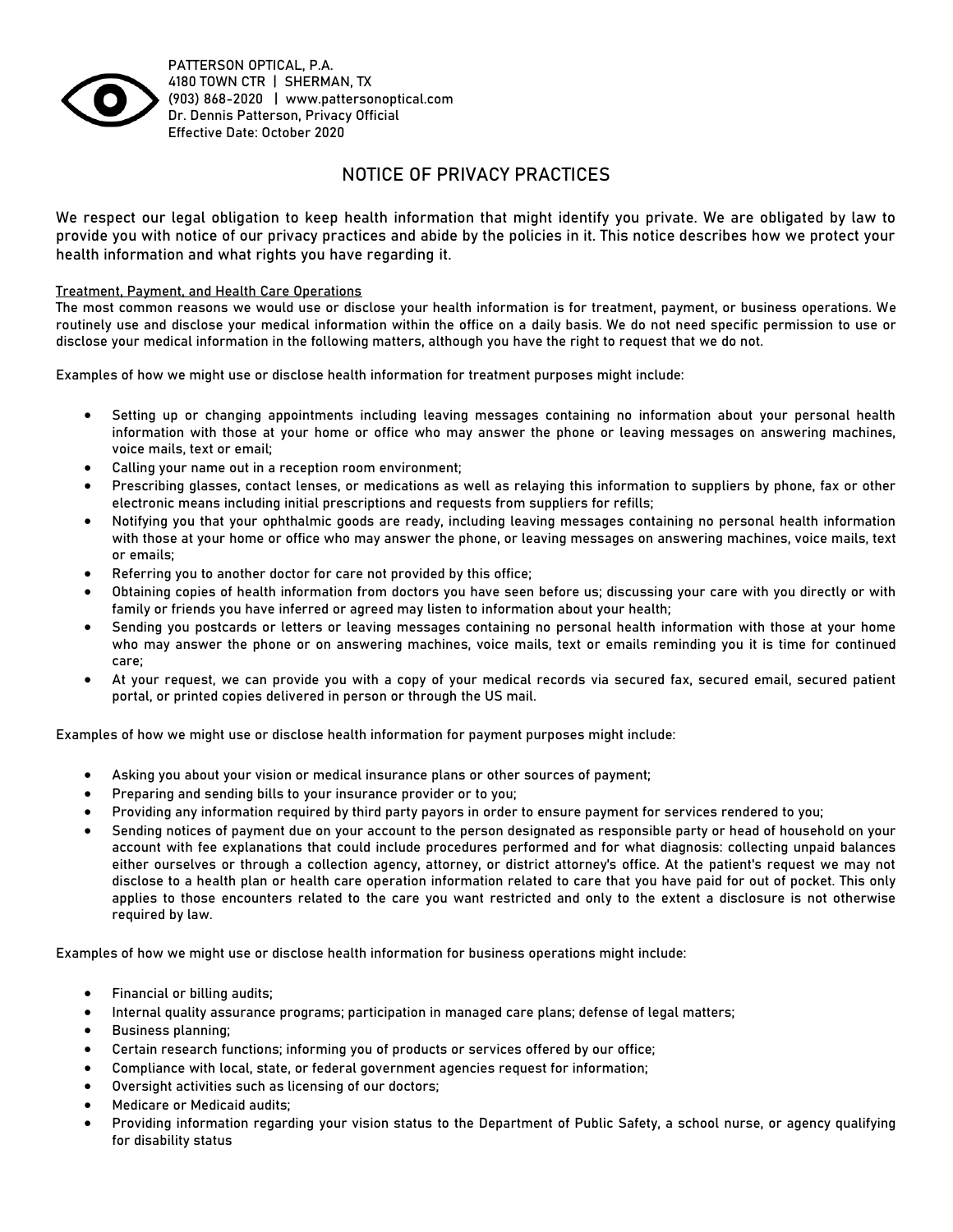PATTERSON OPTICAL, P.A.
4180 TOWN CTR | SHERMAN, TX
(903) 868-2020 | www.pattersonoptical.com
Dr. Dennis Patterson, Privacy Official
Effective Date: October 2020

# NOTICE OF PRIVACY PRACTICES

We respect our legal obligation to keep health information that might identify you private. We are obligated by law to provide you with notice of our privacy practices and abide by the policies in it. This notice describes how we protect your health information and what rights you have regarding it.

<u>Treatment, Payment, and Health Care Operations</u>

The most common reasons we would use or disclose your health information is for treatment, payment, or business operations. We routinely use and disclose your medical information within the office on a daily basis. We do not need specific permission to use or disclose your medical information in the following matters, although you have the right to request that we do not.

Examples of how we might use or disclose health information for treatment purposes might include:

- Setting up or changing appointments including leaving messages containing no information about your personal health information with those at your home or office who may answer the phone or leaving messages on answering machines, voice mails, text or email;
- Calling your name out in a reception room environment;
- Prescribing glasses, contact lenses, or medications as well as relaying this information to suppliers by phone, fax or other electronic means including initial prescriptions and requests from suppliers for refills;
- Notifying you that your ophthalmic goods are ready, including leaving messages containing no personal health information with those at your home or office who may answer the phone, or leaving messages on answering machines, voice mails, text or emails;
- Referring you to another doctor for care not provided by this office;
- Obtaining copies of health information from doctors you have seen before us; discussing your care with you directly or with family or friends you have inferred or agreed may listen to information about your health;
- Sending you postcards or letters or leaving messages containing no personal health information with those at your home who may answer the phone or on answering machines, voice mails, text or emails reminding you it is time for continued care;
- At your request, we can provide you with a copy of your medical records via secured fax, secured email, secured patient portal, or printed copies delivered in person or through the US mail.

Examples of how we might use or disclose health information for payment purposes might include:

- Asking you about your vision or medical insurance plans or other sources of payment;
- Preparing and sending bills to your insurance provider or to you;
- Providing any information required by third party payors in order to ensure payment for services rendered to you;
- Sending notices of payment due on your account to the person designated as responsible party or head of household on your account with fee explanations that could include procedures performed and for what diagnosis: collecting unpaid balances either ourselves or through a collection agency, attorney, or district attorney's office. At the patient's request we may not disclose to a health plan or health care operation information related to care that you have paid for out of pocket. This only applies to those encounters related to the care you want restricted and only to the extent a disclosure is not otherwise required by law.

Examples of how we might use or disclose health information for business operations might include:

- Financial or billing audits;
- Internal quality assurance programs; participation in managed care plans; defense of legal matters;
- Business planning;
- Certain research functions; informing you of products or services offered by our office;
- Compliance with local, state, or federal government agencies request for information;
- Oversight activities such as licensing of our doctors;
- Medicare or Medicaid audits;
- Providing information regarding your vision status to the Department of Public Safety, a school nurse, or agency qualifying for disability status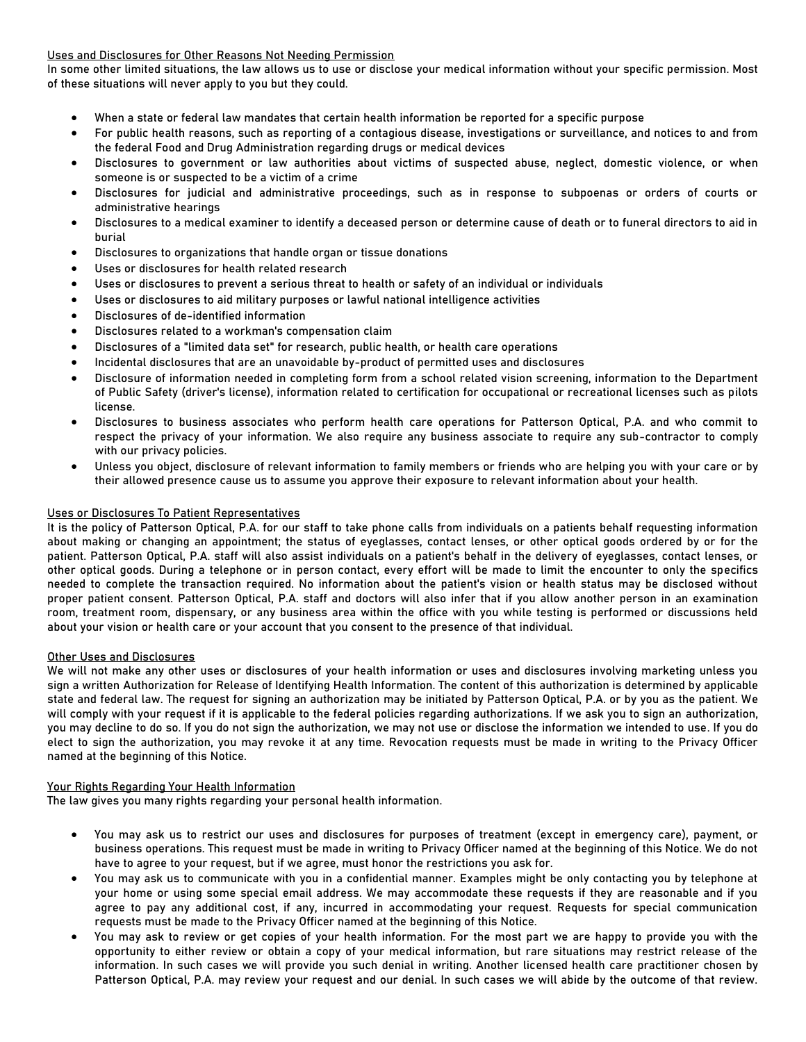<u>Uses and Disclosures for Other Reasons Not Needing Permission</u>
In some other limited situations, the law allows us to use or disclose your medical information without your specific permission. Most of these situations will never apply to you but they could.

- When a state or federal law mandates that certain health information be reported for a specific purpose
- For public health reasons, such as reporting of a contagious disease, investigations or surveillance, and notices to and from the federal Food and Drug Administration regarding drugs or medical devices
- Disclosures to government or law authorities about victims of suspected abuse, neglect, domestic violence, or when someone is or suspected to be a victim of a crime
- Disclosures for judicial and administrative proceedings, such as in response to subpoenas or orders of courts or administrative hearings
- Disclosures to a medical examiner to identify a deceased person or determine cause of death or to funeral directors to aid in burial
- Disclosures to organizations that handle organ or tissue donations
- Uses or disclosures for health related research
- Uses or disclosures to prevent a serious threat to health or safety of an individual or individuals
- Uses or disclosures to aid military purposes or lawful national intelligence activities
- Disclosures of de-identified information
- Disclosures related to a workman's compensation claim
- Disclosures of a "limited data set" for research, public health, or health care operations
- Incidental disclosures that are an unavoidable by-product of permitted uses and disclosures
- Disclosure of information needed in completing form from a school related vision screening, information to the Department of Public Safety (driver's license), information related to certification for occupational or recreational licenses such as pilots license.
- Disclosures to business associates who perform health care operations for Patterson Optical, P.A. and who commit to respect the privacy of your information. We also require any business associate to require any sub-contractor to comply with our privacy policies.
- Unless you object, disclosure of relevant information to family members or friends who are helping you with your care or by their allowed presence cause us to assume you approve their exposure to relevant information about your health.

<u>Uses or Disclosures To Patient Representatives</u>
It is the policy of Patterson Optical, P.A. for our staff to take phone calls from individuals on a patients behalf requesting information about making or changing an appointment; the status of eyeglasses, contact lenses, or other optical goods ordered by or for the patient. Patterson Optical, P.A. staff will also assist individuals on a patient's behalf in the delivery of eyeglasses, contact lenses, or other optical goods. During a telephone or in person contact, every effort will be made to limit the encounter to only the specifics needed to complete the transaction required. No information about the patient's vision or health status may be disclosed without proper patient consent. Patterson Optical, P.A. staff and doctors will also infer that if you allow another person in an examination room, treatment room, dispensary, or any business area within the office with you while testing is performed or discussions held about your vision or health care or your account that you consent to the presence of that individual.

<u>Other Uses and Disclosures</u>
We will not make any other uses or disclosures of your health information or uses and disclosures involving marketing unless you sign a written Authorization for Release of Identifying Health Information. The content of this authorization is determined by applicable state and federal law. The request for signing an authorization may be initiated by Patterson Optical, P.A. or by you as the patient. We will comply with your request if it is applicable to the federal policies regarding authorizations. If we ask you to sign an authorization, you may decline to do so. If you do not sign the authorization, we may not use or disclose the information we intended to use. If you do elect to sign the authorization, you may revoke it at any time. Revocation requests must be made in writing to the Privacy Officer named at the beginning of this Notice.

<u>Your Rights Regarding Your Health Information</u>
The law gives you many rights regarding your personal health information.

- You may ask us to restrict our uses and disclosures for purposes of treatment (except in emergency care), payment, or business operations. This request must be made in writing to Privacy Officer named at the beginning of this Notice. We do not have to agree to your request, but if we agree, must honor the restrictions you ask for.
- You may ask us to communicate with you in a confidential manner. Examples might be only contacting you by telephone at your home or using some special email address. We may accommodate these requests if they are reasonable and if you agree to pay any additional cost, if any, incurred in accommodating your request. Requests for special communication requests must be made to the Privacy Officer named at the beginning of this Notice.
- You may ask to review or get copies of your health information. For the most part we are happy to provide you with the opportunity to either review or obtain a copy of your medical information, but rare situations may restrict release of the information. In such cases we will provide you such denial in writing. Another licensed health care practitioner chosen by Patterson Optical, P.A. may review your request and our denial. In such cases we will abide by the outcome of that review.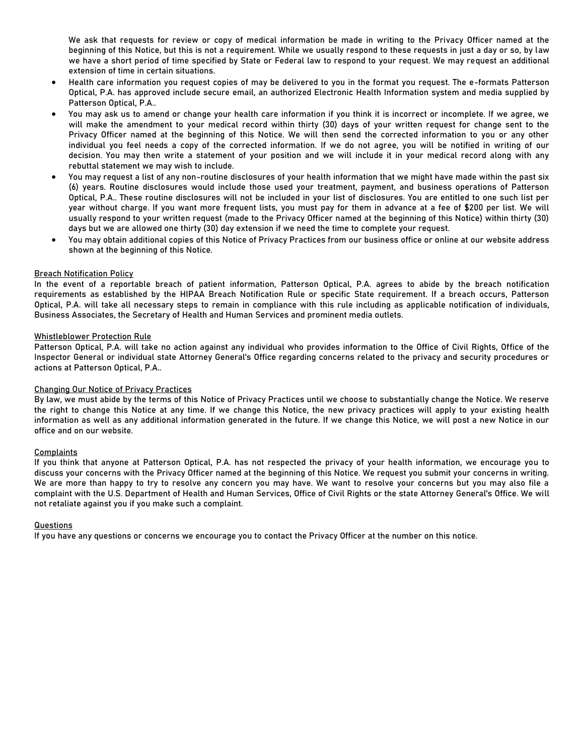We ask that requests for review or copy of medical information be made in writing to the Privacy Officer named at the beginning of this Notice, but this is not a requirement. While we usually respond to these requests in just a day or so, by law we have a short period of time specified by State or Federal law to respond to your request. We may request an additional extension of time in certain situations.

- Health care information you request copies of may be delivered to you in the format you request. The e-formats Patterson Optical, P.A. has approved include secure email, an authorized Electronic Health Information system and media supplied by Patterson Optical, P.A..
- You may ask us to amend or change your health care information if you think it is incorrect or incomplete. If we agree, we will make the amendment to your medical record within thirty (30) days of your written request for change sent to the Privacy Officer named at the beginning of this Notice. We will then send the corrected information to you or any other individual you feel needs a copy of the corrected information. If we do not agree, you will be notified in writing of our decision. You may then write a statement of your position and we will include it in your medical record along with any rebuttal statement we may wish to include.
- You may request a list of any non-routine disclosures of your health information that we might have made within the past six (6) years. Routine disclosures would include those used your treatment, payment, and business operations of Patterson Optical, P.A.. These routine disclosures will not be included in your list of disclosures. You are entitled to one such list per year without charge. If you want more frequent lists, you must pay for them in advance at a fee of $200 per list. We will usually respond to your written request (made to the Privacy Officer named at the beginning of this Notice) within thirty (30) days but we are allowed one thirty (30) day extension if we need the time to complete your request.
- You may obtain additional copies of this Notice of Privacy Practices from our business office or online at our website address shown at the beginning of this Notice.

<u>Breach Notification Policy</u>

In the event of a reportable breach of patient information, Patterson Optical, P.A. agrees to abide by the breach notification requirements as established by the HIPAA Breach Notification Rule or specific State requirement. If a breach occurs, Patterson Optical, P.A. will take all necessary steps to remain in compliance with this rule including as applicable notification of individuals, Business Associates, the Secretary of Health and Human Services and prominent media outlets.

<u>Whistleblower Protection Rule</u>

Patterson Optical, P.A. will take no action against any individual who provides information to the Office of Civil Rights, Office of the Inspector General or individual state Attorney General's Office regarding concerns related to the privacy and security procedures or actions at Patterson Optical, P.A..

<u>Changing Our Notice of Privacy Practices</u>

By law, we must abide by the terms of this Notice of Privacy Practices until we choose to substantially change the Notice. We reserve the right to change this Notice at any time. If we change this Notice, the new privacy practices will apply to your existing health information as well as any additional information generated in the future. If we change this Notice, we will post a new Notice in our office and on our website.

<u>Complaints</u>

If you think that anyone at Patterson Optical, P.A. has not respected the privacy of your health information, we encourage you to discuss your concerns with the Privacy Officer named at the beginning of this Notice. We request you submit your concerns in writing. We are more than happy to try to resolve any concern you may have. We want to resolve your concerns but you may also file a complaint with the U.S. Department of Health and Human Services, Office of Civil Rights or the state Attorney General's Office. We will not retaliate against you if you make such a complaint.

<u>Questions</u>

If you have any questions or concerns we encourage you to contact the Privacy Officer at the number on this notice.